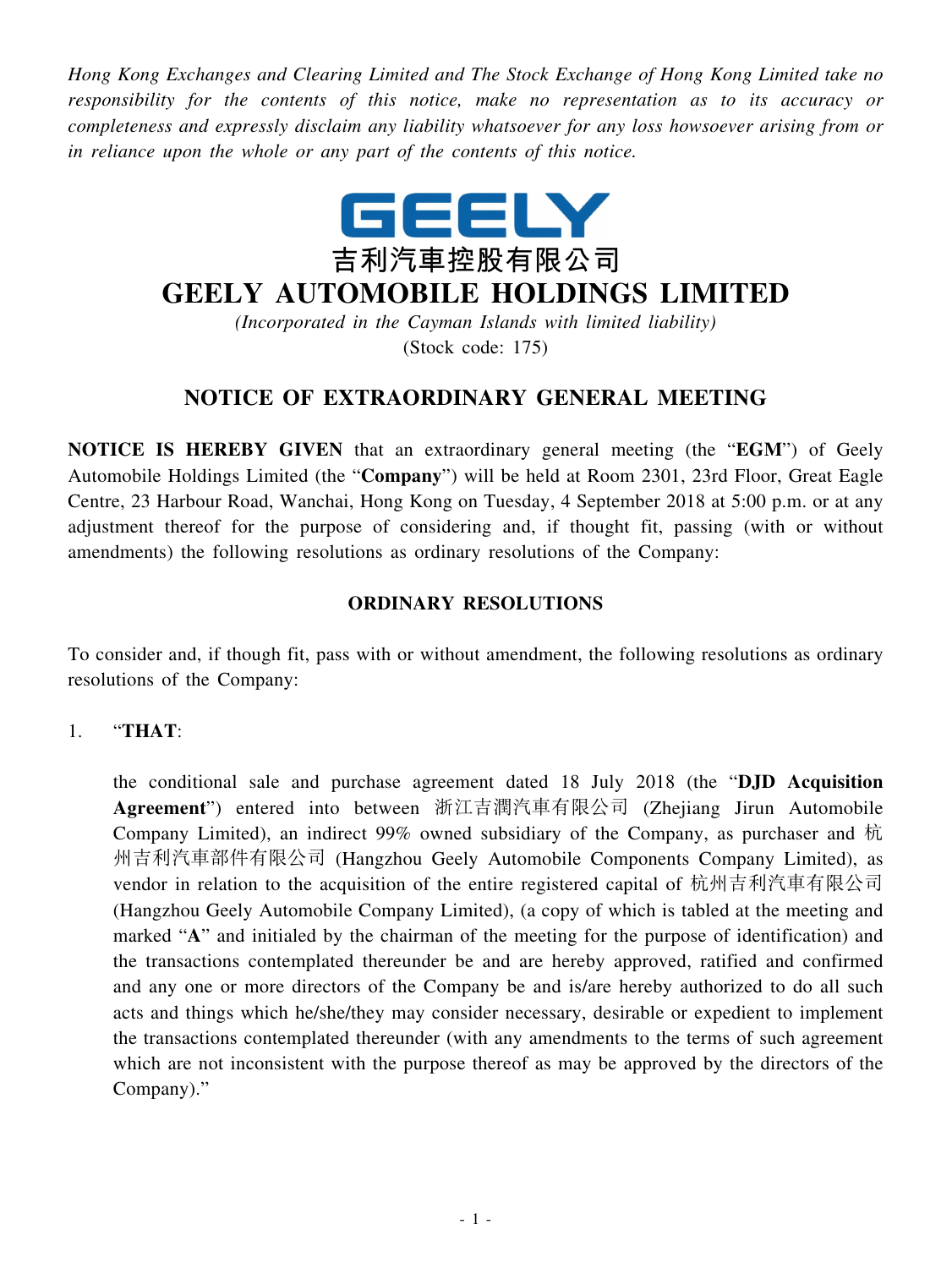*Hong Kong Exchanges and Clearing Limited and The Stock Exchange of Hong Kong Limited take no responsibility for the contents of this notice, make no representation as to its accuracy or completeness and expressly disclaim any liability whatsoever for any loss howsoever arising from or in reliance upon the whole or any part of the contents of this notice.*

GEELY

吉利汽車控股有限公司

# GEELY AUTOMOBILE HOLDINGS LIMITED

*(Incorporated in the Cayman Islands with limited liability)*

(Stock code: 175)

## NOTICE OF EXTRAORDINARY GENERAL MEETING

**NOTICE IS HEREBY GIVEN** that an extraordinary general meeting (the "**EGM**") of Geely Automobile Holdings Limited (the "**Company**") will be held at Room 2301, 23rd Floor, Great Eagle Centre, 23 Harbour Road, Wanchai, Hong Kong on Tuesday, 4 September 2018 at 5:00 p.m. or at any adjustment thereof for the purpose of considering and, if thought fit, passing (with or without amendments) the following resolutions as ordinary resolutions of the Company:

### ORDINARY RESOLUTIONS

To consider and, if though fit, pass with or without amendment, the following resolutions as ordinary resolutions of the Company:

1. "**THAT**:

   the conditional sale and purchase agreement dated 18 July 2018 (the "**DJD Acquisition Agreement**") entered into between 浙江吉潤汽車有限公司 (Zhejiang Jirun Automobile Company Limited), an indirect 99% owned subsidiary of the Company, as purchaser and 杭州吉利汽車部件有限公司 (Hangzhou Geely Automobile Components Company Limited), as vendor in relation to the acquisition of the entire registered capital of 杭州吉利汽車有限公司 (Hangzhou Geely Automobile Company Limited), (a copy of which is tabled at the meeting and marked "**A**" and initialed by the chairman of the meeting for the purpose of identification) and the transactions contemplated thereunder be and are hereby approved, ratified and confirmed and any one or more directors of the Company be and is/are hereby authorized to do all such acts and things which he/she/they may consider necessary, desirable or expedient to implement the transactions contemplated thereunder (with any amendments to the terms of such agreement which are not inconsistent with the purpose thereof as may be approved by the directors of the Company)."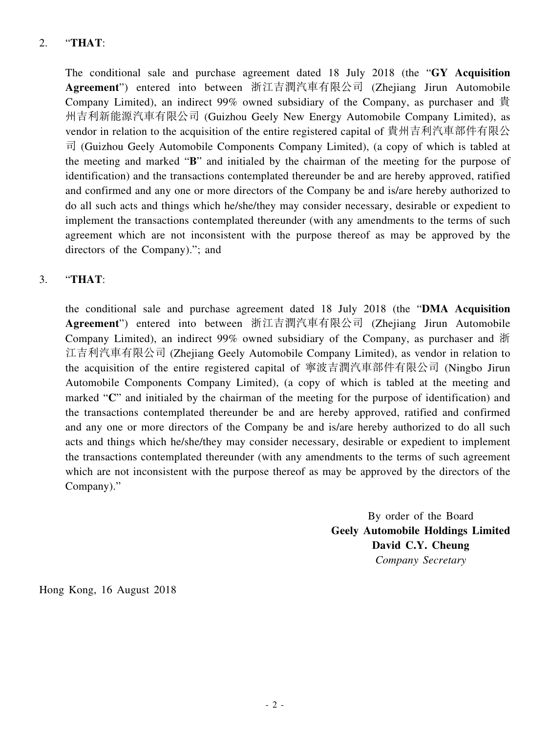2. “**THAT**:

   The conditional sale and purchase agreement dated 18 July 2018 (the “**GY Acquisition Agreement**”) entered into between 浙江吉潤汽車有限公司 (Zhejiang Jirun Automobile Company Limited), an indirect 99% owned subsidiary of the Company, as purchaser and 貴州吉利新能源汽車有限公司 (Guizhou Geely New Energy Automobile Company Limited), as vendor in relation to the acquisition of the entire registered capital of 貴州吉利汽車部件有限公司 (Guizhou Geely Automobile Components Company Limited), (a copy of which is tabled at the meeting and marked “**B**” and initialed by the chairman of the meeting for the purpose of identification) and the transactions contemplated thereunder be and are hereby approved, ratified and confirmed and any one or more directors of the Company be and is/are hereby authorized to do all such acts and things which he/she/they may consider necessary, desirable or expedient to implement the transactions contemplated thereunder (with any amendments to the terms of such agreement which are not inconsistent with the purpose thereof as may be approved by the directors of the Company).”; and

3. “**THAT**:

   the conditional sale and purchase agreement dated 18 July 2018 (the “**DMA Acquisition Agreement**”) entered into between 浙江吉潤汽車有限公司 (Zhejiang Jirun Automobile Company Limited), an indirect 99% owned subsidiary of the Company, as purchaser and 浙江吉利汽車有限公司 (Zhejiang Geely Automobile Company Limited), as vendor in relation to the acquisition of the entire registered capital of 寧波吉潤汽車部件有限公司 (Ningbo Jirun Automobile Components Company Limited), (a copy of which is tabled at the meeting and marked “**C**” and initialed by the chairman of the meeting for the purpose of identification) and the transactions contemplated thereunder be and are hereby approved, ratified and confirmed and any one or more directors of the Company be and is/are hereby authorized to do all such acts and things which he/she/they may consider necessary, desirable or expedient to implement the transactions contemplated thereunder (with any amendments to the terms of such agreement which are not inconsistent with the purpose thereof as may be approved by the directors of the Company).”

By order of the Board
**Geely Automobile Holdings Limited**
**David C.Y. Cheung**
*Company Secretary*

Hong Kong, 16 August 2018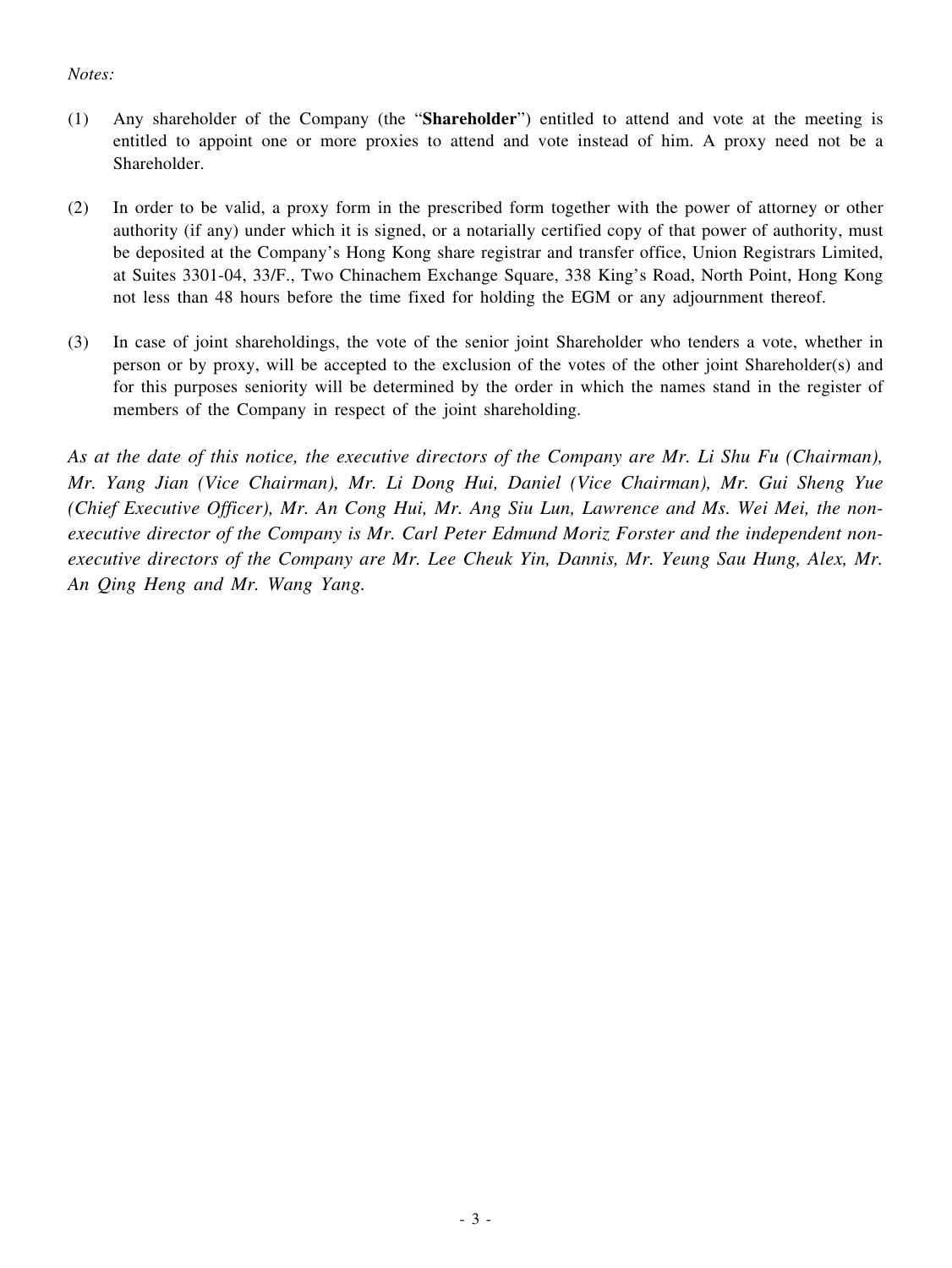*Notes:*

(1) Any shareholder of the Company (the "**Shareholder**") entitled to attend and vote at the meeting is entitled to appoint one or more proxies to attend and vote instead of him. A proxy need not be a Shareholder.

(2) In order to be valid, a proxy form in the prescribed form together with the power of attorney or other authority (if any) under which it is signed, or a notarially certified copy of that power of authority, must be deposited at the Company's Hong Kong share registrar and transfer office, Union Registrars Limited, at Suites 3301-04, 33/F., Two Chinachem Exchange Square, 338 King's Road, North Point, Hong Kong not less than 48 hours before the time fixed for holding the EGM or any adjournment thereof.

(3) In case of joint shareholdings, the vote of the senior joint Shareholder who tenders a vote, whether in person or by proxy, will be accepted to the exclusion of the votes of the other joint Shareholder(s) and for this purposes seniority will be determined by the order in which the names stand in the register of members of the Company in respect of the joint shareholding.

*As at the date of this notice, the executive directors of the Company are Mr. Li Shu Fu (Chairman), Mr. Yang Jian (Vice Chairman), Mr. Li Dong Hui, Daniel (Vice Chairman), Mr. Gui Sheng Yue (Chief Executive Officer), Mr. An Cong Hui, Mr. Ang Siu Lun, Lawrence and Ms. Wei Mei, the non-executive director of the Company is Mr. Carl Peter Edmund Moriz Forster and the independent non-executive directors of the Company are Mr. Lee Cheuk Yin, Dannis, Mr. Yeung Sau Hung, Alex, Mr. An Qing Heng and Mr. Wang Yang.*